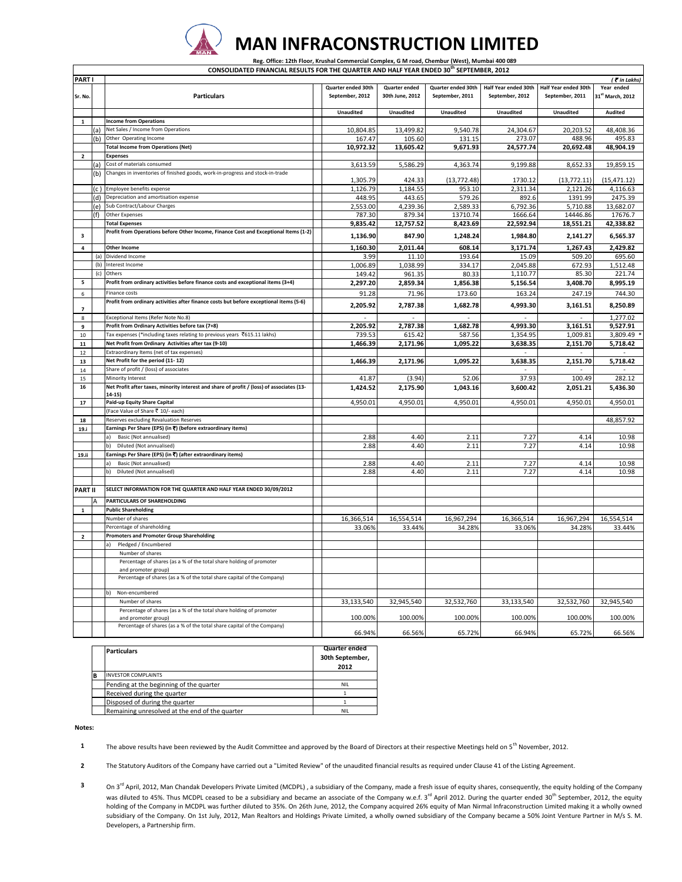# MAN INFRACONSTRUCTION LIMITED

Reg. Office: 12th Floor, Krushal Commercial Complex, G M road, Chembur (West), Mumbai 400 089

**CONSOLIDATED FINANCIAL RESULTS FOR THE QUARTER AND HALF YEAR ENDED 30th SEPTEMBER, 2012**

**PART I** (₹ in Lakhs)

| Sr. No. | | Particulars | Quarter ended 30th September, 2012 | Quarter ended 30th June, 2012 | Quarter ended 30th September, 2011 | Half Year ended 30th September, 2012 | Half Year ended 30th September, 2011 | Year ended 31st March, 2012 |
|---|---|---|---|---|---|---|---|---|
| | | | Unaudited | Unaudited | Unaudited | Unaudited | Unaudited | Audited |
| 1 | | **Income from Operations** | | | | | | |
| | (a) | Net Sales / Income from Operations | 10,804.85 | 13,499.82 | 9,540.78 | 24,304.67 | 20,203.52 | 48,408.36 |
| | (b) | Other Operating Income | 167.47 | 105.60 | 131.15 | 273.07 | 488.96 | 495.83 |
| | | **Total Income from Operations (Net)** | **10,972.32** | **13,605.42** | **9,671.93** | **24,577.74** | **20,692.48** | **48,904.19** |
| 2 | | **Expenses** | | | | | | |
| | (a) | Cost of materials consumed | 3,613.59 | 5,586.29 | 4,363.74 | 9,199.88 | 8,652.33 | 19,859.15 |
| | (b) | Changes in inventories of finished goods, work-in-progress and stock-in-trade | 1,305.79 | 424.33 | (13,772.48) | 1730.12 | (13,772.11) | (15,471.12) |
| | (c) | Employee benefits expense | 1,126.79 | 1,184.55 | 953.10 | 2,311.34 | 2,121.26 | 4,116.63 |
| | (d) | Depreciation and amortisation expense | 448.95 | 443.65 | 579.26 | 892.6 | 1391.99 | 2475.39 |
| | (e) | Sub Contract/Labour Charges | 2,553.00 | 4,239.36 | 2,589.33 | 6,792.36 | 5,710.88 | 13,682.07 |
| | (f) | Other Expenses | 787.30 | 879.34 | 13710.74 | 1666.64 | 14446.86 | 17676.7 |
| | | **Total Expenses** | **9,835.42** | **12,757.52** | **8,423.69** | **22,592.94** | **18,551.21** | **42,338.82** |
| 3 | | **Profit from Operations before Other Income, Finance Cost and Exceptional Items (1-2)** | **1,136.90** | **847.90** | **1,248.24** | **1,984.80** | **2,141.27** | **6,565.37** |
| 4 | | **Other Income** | **1,160.30** | **2,011.44** | **608.14** | **3,171.74** | **1,267.43** | **2,429.82** |
| | (a) | Dividend Income | 3.99 | 11.10 | 193.64 | 15.09 | 509.20 | 695.60 |
| | (b) | Interest Income | 1,006.89 | 1,038.99 | 334.17 | 2,045.88 | 672.93 | 1,512.48 |
| | (c) | Others | 149.42 | 961.35 | 80.33 | 1,110.77 | 85.30 | 221.74 |
| 5 | | **Profit from ordinary activities before finance costs and exceptional items (3+4)** | **2,297.20** | **2,859.34** | **1,856.38** | **5,156.54** | **3,408.70** | **8,995.19** |
| 6 | | Finance costs | 91.28 | 71.96 | 173.60 | 163.24 | 247.19 | 744.30 |
| 7 | | **Profit from ordinary activities after finance costs but before exceptional items (5-6)** | **2,205.92** | **2,787.38** | **1,682.78** | **4,993.30** | **3,161.51** | **8,250.89** |
| 8 | | Exceptional Items (Refer Note No.8) | - | - | - | - | - | 1,277.02 |
| 9 | | **Profit from Ordinary Activities before tax (7+8)** | **2,205.92** | **2,787.38** | **1,682.78** | **4,993.30** | **3,161.51** | **9,527.91** |
| 10 | | Tax expenses (*including taxes relating to previous years ₹615.11 lakhs) | 739.53 | 615.42 | 587.56 | 1,354.95 | 1,009.81 | 3,809.49 * |
| 11 | | **Net Profit from Ordinary Activities after tax (9-10)** | **1,466.39** | **2,171.96** | **1,095.22** | **3,638.35** | **2,151.70** | **5,718.42** |
| 12 | | Extraordinary Items (net of tax expenses) | - | - | - | - | - | - |
| 13 | | **Net Profit for the period (11- 12)** | **1,466.39** | **2,171.96** | **1,095.22** | **3,638.35** | **2,151.70** | **5,718.42** |
| 14 | | Share of profit / (loss) of associates | - | - | - | - | - | - |
| 15 | | Minority Interest | 41.87 | (3.94) | 52.06 | 37.93 | 100.49 | 282.12 |
| 16 | | **Net Profit after taxes, minority interest and share of profit / (loss) of associates (13-14-15)** | **1,424.52** | **2,175.90** | **1,043.16** | **3,600.42** | **2,051.21** | **5,436.30** |
| 17 | | **Paid-up Equity Share Capital** | 4,950.01 | 4,950.01 | 4,950.01 | 4,950.01 | 4,950.01 | 4,950.01 |
| | | (Face Value of Share ₹ 10/- each) | | | | | | |
| 18 | | Reserves excluding Revaluation Reserves | | | | | | 48,857.92 |
| 19.i | | **Earnings Per Share (EPS) (in ₹) (before extraordinary items)** | | | | | | |
| | | a) Basic (Not annualised) | 2.88 | 4.40 | 2.11 | 7.27 | 4.14 | 10.98 |
| | | b) Diluted (Not annualised) | 2.88 | 4.40 | 2.11 | 7.27 | 4.14 | 10.98 |
| 19.ii | | **Earnings Per Share (EPS) (in ₹) (after extraordinary items)** | | | | | | |
| | | a) Basic (Not annualised) | 2.88 | 4.40 | 2.11 | 7.27 | 4.14 | 10.98 |
| | | b) Diluted (Not annualised) | 2.88 | 4.40 | 2.11 | 7.27 | 4.14 | 10.98 |
| **PART II** | | **SELECT INFORMATION FOR THE QUARTER AND HALF YEAR ENDED 30/09/2012** | | | | | | |
| | A | **PARTICULARS OF SHAREHOLDING** | | | | | | |
| 1 | | **Public Shareholding** | | | | | | |
| | | Number of shares | 16,366,514 | 16,554,514 | 16,967,294 | 16,366,514 | 16,967,294 | 16,554,514 |
| | | Percentage of shareholding | 33.06% | 33.44% | 34.28% | 33.06% | 34.28% | 33.44% |
| 2 | | **Promoters and Promoter Group Shareholding** | | | | | | |
| | | a) Pledged / Encumbered | | | | | | |
| | | Number of shares | | | | | | |
| | | Percentage of shares (as a % of the total share holding of promoter and promoter group) | | | | | | |
| | | Percentage of shares (as a % of the total share capital of the Company) | | | | | | |
| | | b) Non-encumbered | | | | | | |
| | | Number of shares | 33,133,540 | 32,945,540 | 32,532,760 | 33,133,540 | 32,532,760 | 32,945,540 |
| | | Percentage of shares (as a % of the total share holding of promoter and promoter group) | 100.00% | 100.00% | 100.00% | 100.00% | 100.00% | 100.00% |
| | | Percentage of shares (as a % of the total share capital of the Company) | 66.94% | 66.56% | 65.72% | 66.94% | 65.72% | 66.56% |

| | Particulars | Quarter ended 30th September, 2012 |
|---|---|---|
| B | INVESTOR COMPLAINTS | |
| | Pending at the beginning of the quarter | NIL |
| | Received during the quarter | 1 |
| | Disposed of during the quarter | 1 |
| | Remaining unresolved at the end of the quarter | NIL |

**Notes:**

1. The above results have been reviewed by the Audit Committee and approved by the Board of Directors at their respective Meetings held on 5th November, 2012.

2. The Statutory Auditors of the Company have carried out a "Limited Review" of the unaudited financial results as required under Clause 41 of the Listing Agreement.

3. On 3rd April, 2012, Man Chandak Developers Private Limited (MCDPL) , a subsidiary of the Company, made a fresh issue of equity shares, consequently, the equity holding of the Company was diluted to 45%. Thus MCDPL ceased to be a subsidiary and became an associate of the Company w.e.f. 3rd April 2012. During the quarter ended 30th September, 2012, the equity holding of the Company in MCDPL was further diluted to 35%. On 26th June, 2012, the Company acquired 26% equity of Man Nirmal Infraconstruction Limited making it a wholly owned subsidiary of the Company. On 1st July, 2012, Man Realtors and Holdings Private Limited, a wholly owned subsidiary of the Company became a 50% Joint Venture Partner in M/s S. M. Developers, a Partnership firm.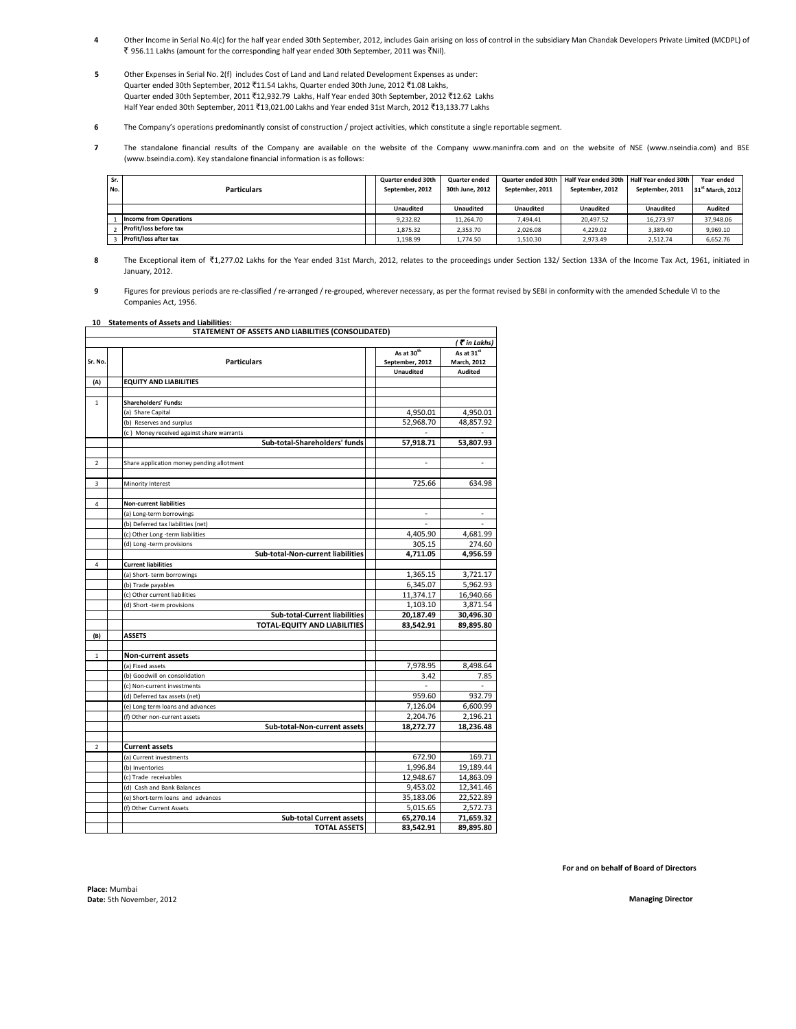4 Other Income in Serial No.4(c) for the half year ended 30th September, 2012, includes Gain arising on loss of control in the subsidiary Man Chandak Developers Private Limited (MCDPL) of ₹ 956.11 Lakhs (amount for the corresponding half year ended 30th September, 2011 was ₹Nil).

5 Other Expenses in Serial No. 2(f) includes Cost of Land and Land related Development Expenses as under:
Quarter ended 30th September, 2012 ₹11.54 Lakhs, Quarter ended 30th June, 2012 ₹1.08 Lakhs,
Quarter ended 30th September, 2011 ₹12,932.79 Lakhs, Half Year ended 30th September, 2012 ₹12.62 Lakhs
Half Year ended 30th September, 2011 ₹13,021.00 Lakhs and Year ended 31st March, 2012 ₹13,133.77 Lakhs

6 The Company's operations predominantly consist of construction / project activities, which constitute a single reportable segment.

7 The standalone financial results of the Company are available on the website of the Company www.maninfra.com and on the website of NSE (www.nseindia.com) and BSE (www.bseindia.com). Key standalone financial information is as follows:

| Sr. No. | Particulars | Quarter ended 30th September, 2012 | Quarter ended 30th June, 2012 | Quarter ended 30th September, 2011 | Half Year ended 30th September, 2012 | Half Year ended 30th September, 2011 | Year ended 31st March, 2012 |
|---|---|---|---|---|---|---|---|
| | | Unaudited | Unaudited | Unaudited | Unaudited | Unaudited | Audited |
| 1 | **Income from Operations** | 9,232.82 | 11,264.70 | 7,494.41 | 20,497.52 | 16,273.97 | 37,948.06 |
| 2 | **Profit/loss before tax** | 1,875.32 | 2,353.70 | 2,026.08 | 4,229.02 | 3,389.40 | 9,969.10 |
| 3 | **Profit/loss after tax** | 1,198.99 | 1,774.50 | 1,510.30 | 2,973.49 | 2,512.74 | 6,652.76 |

8 The Exceptional item of ₹1,277.02 Lakhs for the Year ended 31st March, 2012, relates to the proceedings under Section 132/ Section 133A of the Income Tax Act, 1961, initiated in January, 2012.

9 Figures for previous periods are re-classified / re-arranged / re-grouped, wherever necessary, as per the format revised by SEBI in conformity with the amended Schedule VI to the Companies Act, 1956.

**10 Statements of Assets and Liabilities:**

**STATEMENT OF ASSETS AND LIABILITIES (CONSOLIDATED)**

*(₹ in Lakhs)*

| Sr. No. | Particulars | As at 30th September, 2012 | As at 31st March, 2012 |
|---|---|---|---|
| | | Unaudited | Audited |
| **(A)** | **EQUITY AND LIABILITIES** | | |
| 1 | **Shareholders' Funds:** | | |
| | (a) Share Capital | 4,950.01 | 4,950.01 |
| | (b) Reserves and surplus | 52,968.70 | 48,857.92 |
| | (c) Money received against share warrants | - | - |
| | **Sub-total-Shareholders' funds** | **57,918.71** | **53,807.93** |
| 2 | Share application money pending allotment | - | - |
| 3 | Minority Interest | 725.66 | 634.98 |
| 4 | **Non-current liabilities** | | |
| | (a) Long-term borrowings | - | - |
| | (b) Deferred tax liabilities (net) | - | - |
| | (c) Other Long -term liabilities | 4,405.90 | 4,681.99 |
| | (d) Long -term provisions | 305.15 | 274.60 |
| | **Sub-total-Non-current liabilities** | **4,711.05** | **4,956.59** |
| 4 | **Current liabilities** | | |
| | (a) Short- term borrowings | 1,365.15 | 3,721.17 |
| | (b) Trade payables | 6,345.07 | 5,962.93 |
| | (c) Other current liabilities | 11,374.17 | 16,940.66 |
| | (d) Short -term provisions | 1,103.10 | 3,871.54 |
| | **Sub-total-Current liabilities** | **20,187.49** | **30,496.30** |
| | **TOTAL-EQUITY AND LIABILITIES** | **83,542.91** | **89,895.80** |
| **(B)** | **ASSETS** | | |
| 1 | **Non-current assets** | | |
| | (a) Fixed assets | 7,978.95 | 8,498.64 |
| | (b) Goodwill on consolidation | 3.42 | 7.85 |
| | (c) Non-current investments | - | - |
| | (d) Deferred tax assets (net) | 959.60 | 932.79 |
| | (e) Long term loans and advances | 7,126.04 | 6,600.99 |
| | (f) Other non-current assets | 2,204.76 | 2,196.21 |
| | **Sub-total-Non-current assets** | **18,272.77** | **18,236.48** |
| 2 | **Current assets** | | |
| | (a) Current investments | 672.90 | 169.71 |
| | (b) Inventories | 1,996.84 | 19,189.44 |
| | (c) Trade receivables | 12,948.67 | 14,863.09 |
| | (d) Cash and Bank Balances | 9,453.02 | 12,341.46 |
| | (e) Short-term loans and advances | 35,183.06 | 22,522.89 |
| | (f) Other Current Assets | 5,015.65 | 2,572.73 |
| | **Sub-total Current assets** | **65,270.14** | **71,659.32** |
| | **TOTAL ASSETS** | **83,542.91** | **89,895.80** |

**For and on behalf of Board of Directors**

**Place:** Mumbai
**Date:** 5th November, 2012

**Managing Director**